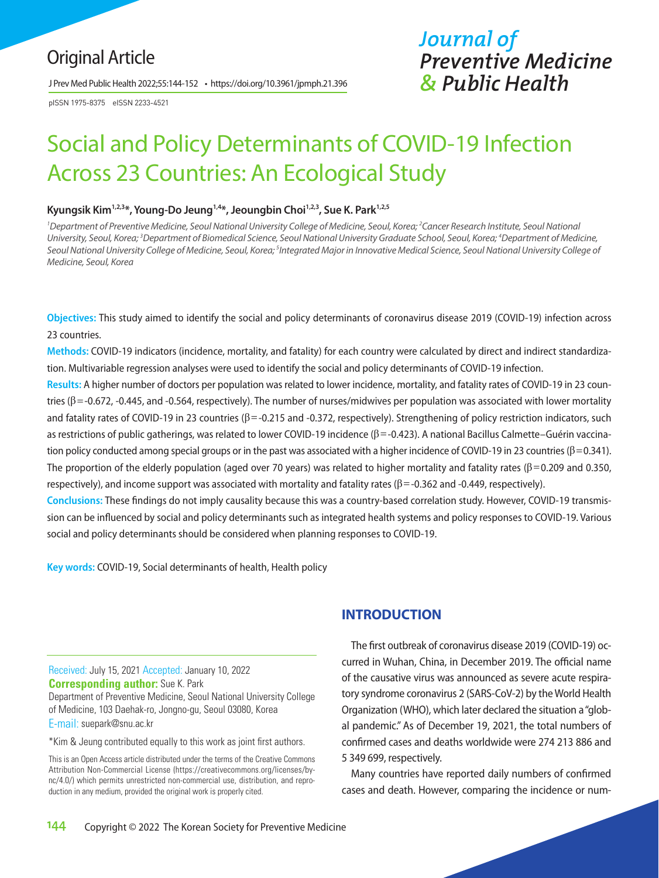Original Article

# Social and Policy Determinants of COVID-19 Infection Across 23 Countries: An Ecological Study

**Kyungsik Kim[1,2,3]*, Young-Do Jeung[1,4]*, Jeoungbin Choi[1,2,3], Sue K. Park[1,2,5]**

*[1]Department of Preventive Medicine, Seoul National University College of Medicine, Seoul, Korea; [2]Cancer Research Institute, Seoul National University, Seoul, Korea; [3]Department of Biomedical Science, Seoul National University Graduate School, Seoul, Korea; [4]Department of Medicine, Seoul National University College of Medicine, Seoul, Korea; [5]Integrated Major in Innovative Medical Science, Seoul National University College of Medicine, Seoul, Korea*

**Objectives:** This study aimed to identify the social and policy determinants of coronavirus disease 2019 (COVID-19) infection across 23 countries.

**Methods:** COVID-19 indicators (incidence, mortality, and fatality) for each country were calculated by direct and indirect standardization. Multivariable regression analyses were used to identify the social and policy determinants of COVID-19 infection.

**Results:** A higher number of doctors per population was related to lower incidence, mortality, and fatality rates of COVID-19 in 23 countries ($\beta$=-0.672, -0.445, and -0.564, respectively). The number of nurses/midwives per population was associated with lower mortality and fatality rates of COVID-19 in 23 countries ($\beta$=-0.215 and -0.372, respectively). Strengthening of policy restriction indicators, such as restrictions of public gatherings, was related to lower COVID-19 incidence ($\beta$=-0.423). A national Bacillus Calmette–Guérin vaccination policy conducted among special groups or in the past was associated with a higher incidence of COVID-19 in 23 countries ($\beta$=0.341). The proportion of the elderly population (aged over 70 years) was related to higher mortality and fatality rates ($\beta$=0.209 and 0.350, respectively), and income support was associated with mortality and fatality rates ($\beta$=-0.362 and -0.449, respectively).

**Conclusions:** These findings do not imply causality because this was a country-based correlation study. However, COVID-19 transmission can be influenced by social and policy determinants such as integrated health systems and policy responses to COVID-19. Various social and policy determinants should be considered when planning responses to COVID-19.

**Key words:** COVID-19, Social determinants of health, Health policy

Received: July 15, 2021 Accepted: January 10, 2022
**Corresponding author:** Sue K. Park
Department of Preventive Medicine, Seoul National University College of Medicine, 103 Daehak-ro, Jongno-gu, Seoul 03080, Korea
E-mail: suepark@snu.ac.kr

*Kim & Jeung contributed equally to this work as joint first authors.

This is an Open Access article distributed under the terms of the Creative Commons Attribution Non-Commercial License (https://creativecommons.org/licenses/by-nc/4.0/) which permits unrestricted non-commercial use, distribution, and reproduction in any medium, provided the original work is properly cited.

## INTRODUCTION

The first outbreak of coronavirus disease 2019 (COVID-19) occurred in Wuhan, China, in December 2019. The official name of the causative virus was announced as severe acute respiratory syndrome coronavirus 2 (SARS-CoV-2) by the World Health Organization (WHO), which later declared the situation a "global pandemic." As of December 19, 2021, the total numbers of confirmed cases and deaths worldwide were 274 213 886 and 5 349 699, respectively.

Many countries have reported daily numbers of confirmed cases and death. However, comparing the incidence or num-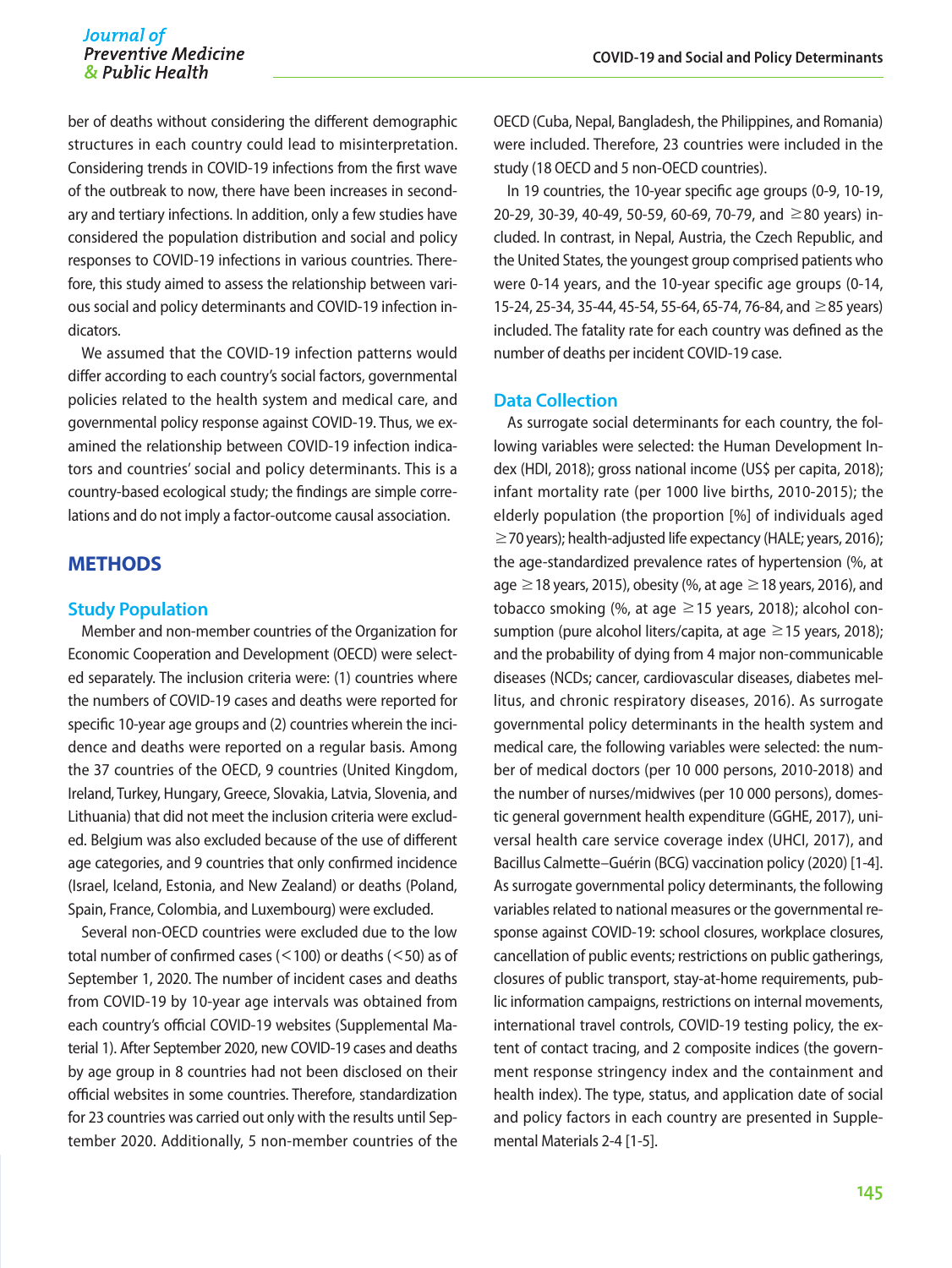ber of deaths without considering the different demographic structures in each country could lead to misinterpretation. Considering trends in COVID-19 infections from the first wave of the outbreak to now, there have been increases in secondary and tertiary infections. In addition, only a few studies have considered the population distribution and social and policy responses to COVID-19 infections in various countries. Therefore, this study aimed to assess the relationship between various social and policy determinants and COVID-19 infection indicators.

We assumed that the COVID-19 infection patterns would differ according to each country's social factors, governmental policies related to the health system and medical care, and governmental policy response against COVID-19. Thus, we examined the relationship between COVID-19 infection indicators and countries' social and policy determinants. This is a country-based ecological study; the findings are simple correlations and do not imply a factor-outcome causal association.

## METHODS

### Study Population

Member and non-member countries of the Organization for Economic Cooperation and Development (OECD) were selected separately. The inclusion criteria were: (1) countries where the numbers of COVID-19 cases and deaths were reported for specific 10-year age groups and (2) countries wherein the incidence and deaths were reported on a regular basis. Among the 37 countries of the OECD, 9 countries (United Kingdom, Ireland, Turkey, Hungary, Greece, Slovakia, Latvia, Slovenia, and Lithuania) that did not meet the inclusion criteria were excluded. Belgium was also excluded because of the use of different age categories, and 9 countries that only confirmed incidence (Israel, Iceland, Estonia, and New Zealand) or deaths (Poland, Spain, France, Colombia, and Luxembourg) were excluded.

Several non-OECD countries were excluded due to the low total number of confirmed cases (<100) or deaths (<50) as of September 1, 2020. The number of incident cases and deaths from COVID-19 by 10-year age intervals was obtained from each country's official COVID-19 websites (Supplemental Material 1). After September 2020, new COVID-19 cases and deaths by age group in 8 countries had not been disclosed on their official websites in some countries. Therefore, standardization for 23 countries was carried out only with the results until September 2020. Additionally, 5 non-member countries of the OECD (Cuba, Nepal, Bangladesh, the Philippines, and Romania) were included. Therefore, 23 countries were included in the study (18 OECD and 5 non-OECD countries).

In 19 countries, the 10-year specific age groups (0-9, 10-19, 20-29, 30-39, 40-49, 50-59, 60-69, 70-79, and ≥80 years) included. In contrast, in Nepal, Austria, the Czech Republic, and the United States, the youngest group comprised patients who were 0-14 years, and the 10-year specific age groups (0-14, 15-24, 25-34, 35-44, 45-54, 55-64, 65-74, 76-84, and ≥85 years) included. The fatality rate for each country was defined as the number of deaths per incident COVID-19 case.

### Data Collection

As surrogate social determinants for each country, the following variables were selected: the Human Development Index (HDI, 2018); gross national income (US$ per capita, 2018); infant mortality rate (per 1000 live births, 2010-2015); the elderly population (the proportion [%] of individuals aged ≥70 years); health-adjusted life expectancy (HALE; years, 2016); the age-standardized prevalence rates of hypertension (%, at age ≥18 years, 2015), obesity (%, at age ≥18 years, 2016), and tobacco smoking (%, at age ≥15 years, 2018); alcohol consumption (pure alcohol liters/capita, at age ≥15 years, 2018); and the probability of dying from 4 major non-communicable diseases (NCDs; cancer, cardiovascular diseases, diabetes mellitus, and chronic respiratory diseases, 2016). As surrogate governmental policy determinants in the health system and medical care, the following variables were selected: the number of medical doctors (per 10 000 persons, 2010-2018) and the number of nurses/midwives (per 10 000 persons), domestic general government health expenditure (GGHE, 2017), universal health care service coverage index (UHCI, 2017), and Bacillus Calmette–Guérin (BCG) vaccination policy (2020) [1-4]. As surrogate governmental policy determinants, the following variables related to national measures or the governmental response against COVID-19: school closures, workplace closures, cancellation of public events; restrictions on public gatherings, closures of public transport, stay-at-home requirements, public information campaigns, restrictions on internal movements, international travel controls, COVID-19 testing policy, the extent of contact tracing, and 2 composite indices (the government response stringency index and the containment and health index). The type, status, and application date of social and policy factors in each country are presented in Supplemental Materials 2-4 [1-5].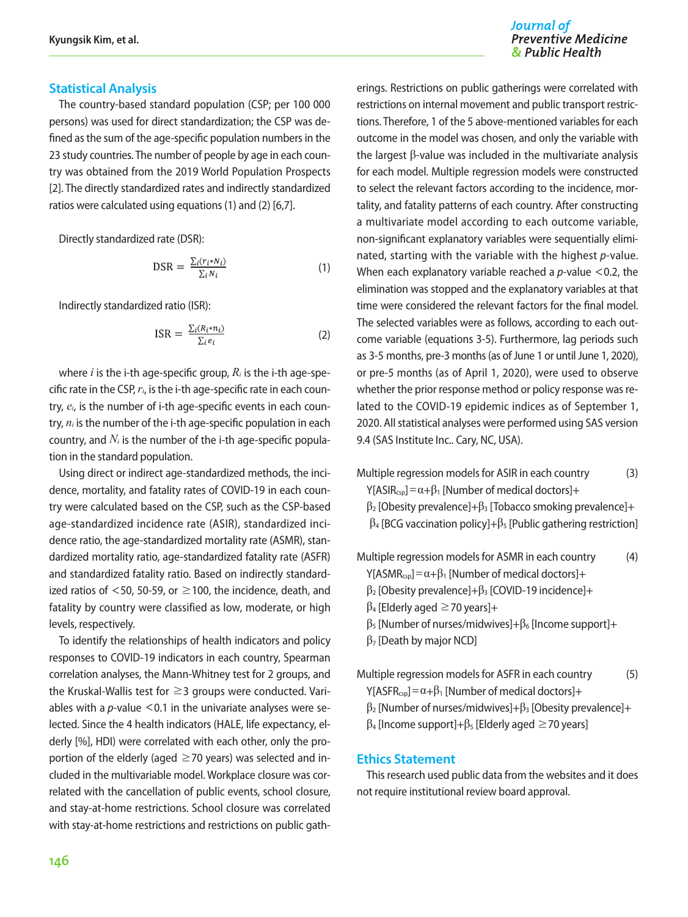## Statistical Analysis

The country-based standard population (CSP; per 100 000 persons) was used for direct standardization; the CSP was defined as the sum of the age-specific population numbers in the 23 study countries. The number of people by age in each country was obtained from the 2019 World Population Prospects [2]. The directly standardized rates and indirectly standardized ratios were calculated using equations (1) and (2) [6,7].

Directly standardized rate (DSR):

$$\text{DSR} = \frac{\sum_i (r_i * N_i)}{\sum_i N_i} \quad (1)$$

Indirectly standardized ratio (ISR):

$$\text{ISR} = \frac{\sum_i (R_i * n_i)}{\sum_i e_i} \quad (2)$$

where $i$ is the i-th age-specific group, $R_i$ is the i-th age-specific rate in the CSP, $r_i$, is the i-th age-specific rate in each country, $e_i$, is the number of i-th age-specific events in each country, $n_i$ is the number of the i-th age-specific population in each country, and $N_i$ is the number of the i-th age-specific population in the standard population.

Using direct or indirect age-standardized methods, the incidence, mortality, and fatality rates of COVID-19 in each country were calculated based on the CSP, such as the CSP-based age-standardized incidence rate (ASIR), standardized incidence ratio, the age-standardized mortality rate (ASMR), standardized mortality ratio, age-standardized fatality rate (ASFR) and standardized fatality ratio. Based on indirectly standardized ratios of <50, 50-59, or ≥100, the incidence, death, and fatality by country were classified as low, moderate, or high levels, respectively.

To identify the relationships of health indicators and policy responses to COVID-19 indicators in each country, Spearman correlation analyses, the Mann-Whitney test for 2 groups, and the Kruskal-Wallis test for ≥3 groups were conducted. Variables with a $p$-value <0.1 in the univariate analyses were selected. Since the 4 health indicators (HALE, life expectancy, elderly [%], HDI) were correlated with each other, only the proportion of the elderly (aged ≥70 years) was selected and included in the multivariable model. Workplace closure was correlated with the cancellation of public events, school closure, and stay-at-home restrictions. School closure was correlated with stay-at-home restrictions and restrictions on public gatherings. Restrictions on public gatherings were correlated with restrictions on internal movement and public transport restrictions. Therefore, 1 of the 5 above-mentioned variables for each outcome in the model was chosen, and only the variable with the largest β-value was included in the multivariate analysis for each model. Multiple regression models were constructed to select the relevant factors according to the incidence, mortality, and fatality patterns of each country. After constructing a multivariate model according to each outcome variable, non-significant explanatory variables were sequentially eliminated, starting with the variable with the highest $p$-value. When each explanatory variable reached a $p$-value <0.2, the elimination was stopped and the explanatory variables at that time were considered the relevant factors for the final model. The selected variables were as follows, according to each outcome variable (equations 3-5). Furthermore, lag periods such as 3-5 months, pre-3 months (as of June 1 or until June 1, 2020), or pre-5 months (as of April 1, 2020), were used to observe whether the prior response method or policy response was related to the COVID-19 epidemic indices as of September 1, 2020. All statistical analyses were performed using SAS version 9.4 (SAS Institute Inc.. Cary, NC, USA).

Multiple regression models for ASIR in each country (3)

$$Y[\text{ASIR}_{\text{csp}}] = \alpha + \beta_1 [\text{Number of medical doctors}] + \beta_2 [\text{Obesity prevalence}] + \beta_3 [\text{Tobacco smoking prevalence}] + \beta_4 [\text{BCG vaccination policy}] + \beta_5 [\text{Public gathering restriction}]$$

Multiple regression models for ASMR in each country (4)

$$Y[\text{ASMR}_{\text{csp}}] = \alpha + \beta_1 [\text{Number of medical doctors}] + \beta_2 [\text{Obesity prevalence}] + \beta_3 [\text{COVID-19 incidence}] + \beta_4 [\text{Elderly aged} \geq 70 \text{ years}] + \beta_5 [\text{Number of nurses/midwives}] + \beta_6 [\text{Income support}] + \beta_7 [\text{Death by major NCD}]$$

Multiple regression models for ASFR in each country (5)

$$Y[\text{ASFR}_{\text{csp}}] = \alpha + \beta_1 [\text{Number of medical doctors}] + \beta_2 [\text{Number of nurses/midwives}] + \beta_3 [\text{Obesity prevalence}] + \beta_4 [\text{Income support}] + \beta_5 [\text{Elderly aged} \geq 70 \text{ years}]$$

## Ethics Statement

This research used public data from the websites and it does not require institutional review board approval.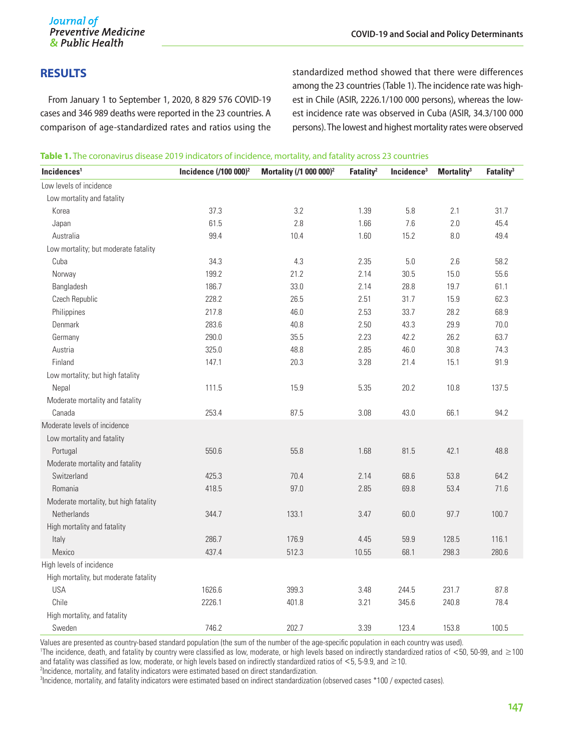## RESULTS

From January 1 to September 1, 2020, 8 829 576 COVID-19 cases and 346 989 deaths were reported in the 23 countries. A comparison of age-standardized rates and ratios using the standardized method showed that there were differences among the 23 countries (Table 1). The incidence rate was highest in Chile (ASIR, 2226.1/100 000 persons), whereas the lowest incidence rate was observed in Cuba (ASIR, 34.3/100 000 persons). The lowest and highest mortality rates were observed

**Table 1.** The coronavirus disease 2019 indicators of incidence, mortality, and fatality across 23 countries

| Incidences[1] | Incidence (/100 000)[2] | Mortality (/1 000 000)[2] | Fatality[2] | Incidence[3] | Mortality[3] | Fatality[3] |
|---|---|---|---|---|---|---|
| Low levels of incidence | | | | | | |
| Low mortality and fatality | | | | | | |
| Korea | 37.3 | 3.2 | 1.39 | 5.8 | 2.1 | 31.7 |
| Japan | 61.5 | 2.8 | 1.66 | 7.6 | 2.0 | 45.4 |
| Australia | 99.4 | 10.4 | 1.60 | 15.2 | 8.0 | 49.4 |
| Low mortality; but moderate fatality | | | | | | |
| Cuba | 34.3 | 4.3 | 2.35 | 5.0 | 2.6 | 58.2 |
| Norway | 199.2 | 21.2 | 2.14 | 30.5 | 15.0 | 55.6 |
| Bangladesh | 186.7 | 33.0 | 2.14 | 28.8 | 19.7 | 61.1 |
| Czech Republic | 228.2 | 26.5 | 2.51 | 31.7 | 15.9 | 62.3 |
| Philippines | 217.8 | 46.0 | 2.53 | 33.7 | 28.2 | 68.9 |
| Denmark | 283.6 | 40.8 | 2.50 | 43.3 | 29.9 | 70.0 |
| Germany | 290.0 | 35.5 | 2.23 | 42.2 | 26.2 | 63.7 |
| Austria | 325.0 | 48.8 | 2.85 | 46.0 | 30.8 | 74.3 |
| Finland | 147.1 | 20.3 | 3.28 | 21.4 | 15.1 | 91.9 |
| Low mortality; but high fatality | | | | | | |
| Nepal | 111.5 | 15.9 | 5.35 | 20.2 | 10.8 | 137.5 |
| Moderate mortality and fatality | | | | | | |
| Canada | 253.4 | 87.5 | 3.08 | 43.0 | 66.1 | 94.2 |
| Moderate levels of incidence | | | | | | |
| Low mortality and fatality | | | | | | |
| Portugal | 550.6 | 55.8 | 1.68 | 81.5 | 42.1 | 48.8 |
| Moderate mortality and fatality | | | | | | |
| Switzerland | 425.3 | 70.4 | 2.14 | 68.6 | 53.8 | 64.2 |
| Romania | 418.5 | 97.0 | 2.85 | 69.8 | 53.4 | 71.6 |
| Moderate mortality, but high fatality | | | | | | |
| Netherlands | 344.7 | 133.1 | 3.47 | 60.0 | 97.7 | 100.7 |
| High mortality and fatality | | | | | | |
| Italy | 286.7 | 176.9 | 4.45 | 59.9 | 128.5 | 116.1 |
| Mexico | 437.4 | 512.3 | 10.55 | 68.1 | 298.3 | 280.6 |
| High levels of incidence | | | | | | |
| High mortality, but moderate fatality | | | | | | |
| USA | 1626.6 | 399.3 | 3.48 | 244.5 | 231.7 | 87.8 |
| Chile | 2226.1 | 401.8 | 3.21 | 345.6 | 240.8 | 78.4 |
| High mortality, and fatality | | | | | | |
| Sweden | 746.2 | 202.7 | 3.39 | 123.4 | 153.8 | 100.5 |

Values are presented as country-based standard population (the sum of the number of the age-specific population in each country was used).
[1]The incidence, death, and fatality by country were classified as low, moderate, or high levels based on indirectly standardized ratios of <50, 50-99, and ≥100 and fatality was classified as low, moderate, or high levels based on indirectly standardized ratios of <5, 5-9.9, and ≥10.
[2]Incidence, mortality, and fatality indicators were estimated based on direct standardization.
[3]Incidence, mortality, and fatality indicators were estimated based on indirect standardization (observed cases *100 / expected cases).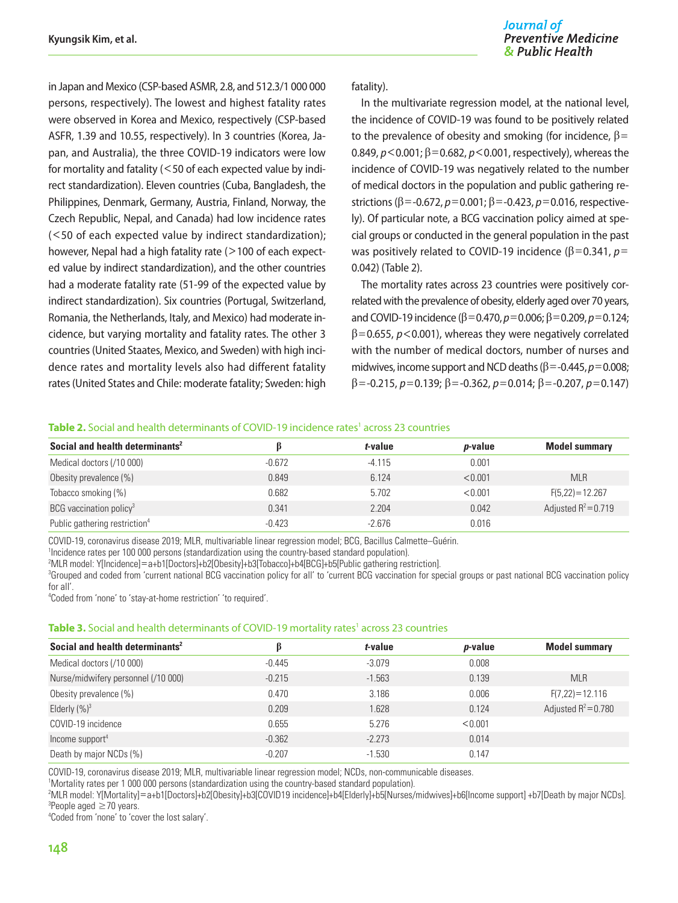in Japan and Mexico (CSP-based ASMR, 2.8, and 512.3/1 000 000 persons, respectively). The lowest and highest fatality rates were observed in Korea and Mexico, respectively (CSP-based ASFR, 1.39 and 10.55, respectively). In 3 countries (Korea, Japan, and Australia), the three COVID-19 indicators were low for mortality and fatality (<50 of each expected value by indirect standardization). Eleven countries (Cuba, Bangladesh, the Philippines, Denmark, Germany, Austria, Finland, Norway, the Czech Republic, Nepal, and Canada) had low incidence rates (<50 of each expected value by indirect standardization); however, Nepal had a high fatality rate (>100 of each expected value by indirect standardization), and the other countries had a moderate fatality rate (51-99 of the expected value by indirect standardization). Six countries (Portugal, Switzerland, Romania, the Netherlands, Italy, and Mexico) had moderate incidence, but varying mortality and fatality rates. The other 3 countries (United Staates, Mexico, and Sweden) with high incidence rates and mortality levels also had different fatality rates (United States and Chile: moderate fatality; Sweden: high fatality).

In the multivariate regression model, at the national level, the incidence of COVID-19 was found to be positively related to the prevalence of obesity and smoking (for incidence, β=0.849, $p<0.001$; β=0.682, $p<0.001$, respectively), whereas the incidence of COVID-19 was negatively related to the number of medical doctors in the population and public gathering restrictions (β=-0.672, $p=0.001$; β=-0.423, $p=0.016$, respectively). Of particular note, a BCG vaccination policy aimed at special groups or conducted in the general population in the past was positively related to COVID-19 incidence (β=0.341, $p=0.042$) (Table 2).

The mortality rates across 23 countries were positively correlated with the prevalence of obesity, elderly aged over 70 years, and COVID-19 incidence (β=0.470, $p=0.006$; β=0.209, $p=0.124$; β=0.655, $p<0.001$), whereas they were negatively correlated with the number of medical doctors, number of nurses and midwives, income support and NCD deaths (β=-0.445, $p=0.008$; β=-0.215, $p=0.139$; β=-0.362, $p=0.014$; β=-0.207, $p=0.147$)

**Table 2.** Social and health determinants of COVID-19 incidence rates[1] across 23 countries

| Social and health determinants[2] | β | t-value | p-value | Model summary |
|---|---|---|---|---|
| Medical doctors (/10 000) | -0.672 | -4.115 | 0.001 | |
| Obesity prevalence (%) | 0.849 | 6.124 | <0.001 | MLR |
| Tobacco smoking (%) | 0.682 | 5.702 | <0.001 | $F(5,22)=12.267$ |
| BCG vaccination policy[3] | 0.341 | 2.204 | 0.042 | Adjusted $R^2=0.719$ |
| Public gathering restriction[4] | -0.423 | -2.676 | 0.016 | |

COVID-19, coronavirus disease 2019; MLR, multivariable linear regression model; BCG, Bacillus Calmette–Guérin.
[1]Incidence rates per 100 000 persons (standardization using the country-based standard population).
[2]MLR model: Y[Incidence]=a+b1[Doctors]+b2[Obesity]+b3[Tobacco]+b4[BCG]+b5[Public gathering restriction].
[3]Grouped and coded from 'current national BCG vaccination policy for all' to 'current BCG vaccination for special groups or past national BCG vaccination policy for all'.
[4]Coded from 'none' to 'stay-at-home restriction' 'to required'.

**Table 3.** Social and health determinants of COVID-19 mortality rates[1] across 23 countries

| Social and health determinants[2] | β | t-value | p-value | Model summary |
|---|---|---|---|---|
| Medical doctors (/10 000) | -0.445 | -3.079 | 0.008 | |
| Nurse/midwifery personnel (/10 000) | -0.215 | -1.563 | 0.139 | MLR |
| Obesity prevalence (%) | 0.470 | 3.186 | 0.006 | $F(7,22)=12.116$ |
| Elderly (%)[3] | 0.209 | 1.628 | 0.124 | Adjusted $R^2=0.780$ |
| COVID-19 incidence | 0.655 | 5.276 | <0.001 | |
| Income support[4] | -0.362 | -2.273 | 0.014 | |
| Death by major NCDs (%) | -0.207 | -1.530 | 0.147 | |

COVID-19, coronavirus disease 2019; MLR, multivariable linear regression model; NCDs, non-communicable diseases.
[1]Mortality rates per 1 000 000 persons (standardization using the country-based standard population).
[2]MLR model: Y[Mortality]=a+b1[Doctors]+b2[Obesity]+b3[COVID19 incidence]+b4[Elderly]+b5[Nurses/midwives]+b6[Income support] +b7[Death by major NCDs].
[3]People aged ≥70 years.
[4]Coded from 'none' to 'cover the lost salary'.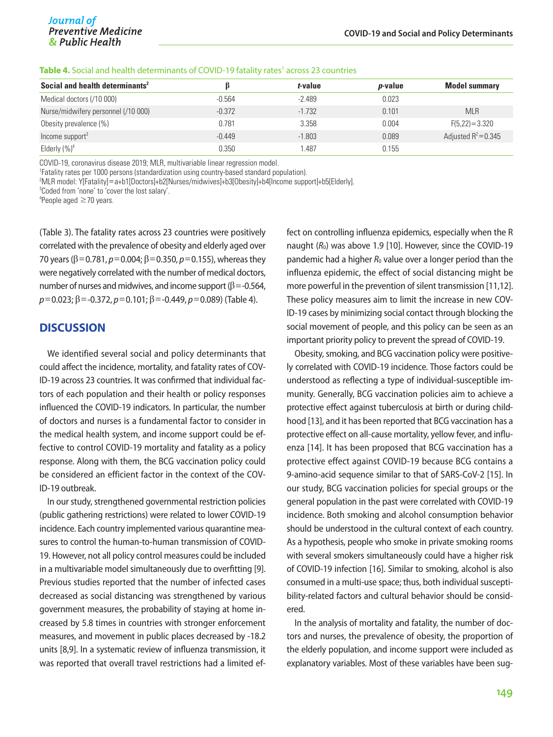**Table 4.** Social and health determinants of COVID-19 fatality rates[1] across 23 countries

| Social and health determinants[2] | β | *t*-value | *p*-value | Model summary |
|---|---|---|---|---|
| Medical doctors (/10 000) | -0.564 | -2.489 | 0.023 | |
| Nurse/midwifery personnel (/10 000) | -0.372 | -1.732 | 0.101 | MLR |
| Obesity prevalence (%) | 0.781 | 3.358 | 0.004 | $F(5,22)=3.320$ |
| Income support[3] | -0.449 | -1.803 | 0.089 | Adjusted $R^2=0.345$ |
| Elderly (%)[4] | 0.350 | 1.487 | 0.155 | |

COVID-19, coronavirus disease 2019; MLR, multivariable linear regression model.
[1]Fatality rates per 1000 persons (standardization using country-based standard population).
[2]MLR model: Y[Fatality]=a+b1[Doctors]+b2[Nurses/midwives]+b3[Obesity]+b4[Income support]+b5[Elderly].
[3]Coded from 'none' to 'cover the lost salary'.
[4]People aged ≥70 years.

(Table 3). The fatality rates across 23 countries were positively correlated with the prevalence of obesity and elderly aged over 70 years (β=0.781, *p*=0.004; β=0.350, *p*=0.155), whereas they were negatively correlated with the number of medical doctors, number of nurses and midwives, and income support (β=-0.564, *p*=0.023; β=-0.372, *p*=0.101; β=-0.449, *p*=0.089) (Table 4).

## DISCUSSION

We identified several social and policy determinants that could affect the incidence, mortality, and fatality rates of COVID-19 across 23 countries. It was confirmed that individual factors of each population and their health or policy responses influenced the COVID-19 indicators. In particular, the number of doctors and nurses is a fundamental factor to consider in the medical health system, and income support could be effective to control COVID-19 mortality and fatality as a policy response. Along with them, the BCG vaccination policy could be considered an efficient factor in the context of the COVID-19 outbreak.

In our study, strengthened governmental restriction policies (public gathering restrictions) were related to lower COVID-19 incidence. Each country implemented various quarantine measures to control the human-to-human transmission of COVID-19. However, not all policy control measures could be included in a multivariable model simultaneously due to overfitting [9]. Previous studies reported that the number of infected cases decreased as social distancing was strengthened by various government measures, the probability of staying at home increased by 5.8 times in countries with stronger enforcement measures, and movement in public places decreased by -18.2 units [8,9]. In a systematic review of influenza transmission, it was reported that overall travel restrictions had a limited effect on controlling influenza epidemics, especially when the R naught ($R_0$) was above 1.9 [10]. However, since the COVID-19 pandemic had a higher $R_0$ value over a longer period than the influenza epidemic, the effect of social distancing might be more powerful in the prevention of silent transmission [11,12]. These policy measures aim to limit the increase in new COVID-19 cases by minimizing social contact through blocking the social movement of people, and this policy can be seen as an important priority policy to prevent the spread of COVID-19.

Obesity, smoking, and BCG vaccination policy were positively correlated with COVID-19 incidence. Those factors could be understood as reflecting a type of individual-susceptible immunity. Generally, BCG vaccination policies aim to achieve a protective effect against tuberculosis at birth or during childhood [13], and it has been reported that BCG vaccination has a protective effect on all-cause mortality, yellow fever, and influenza [14]. It has been proposed that BCG vaccination has a protective effect against COVID-19 because BCG contains a 9-amino-acid sequence similar to that of SARS-CoV-2 [15]. In our study, BCG vaccination policies for special groups or the general population in the past were correlated with COVID-19 incidence. Both smoking and alcohol consumption behavior should be understood in the cultural context of each country. As a hypothesis, people who smoke in private smoking rooms with several smokers simultaneously could have a higher risk of COVID-19 infection [16]. Similar to smoking, alcohol is also consumed in a multi-use space; thus, both individual susceptibility-related factors and cultural behavior should be considered.

In the analysis of mortality and fatality, the number of doctors and nurses, the prevalence of obesity, the proportion of the elderly population, and income support were included as explanatory variables. Most of these variables have been sug-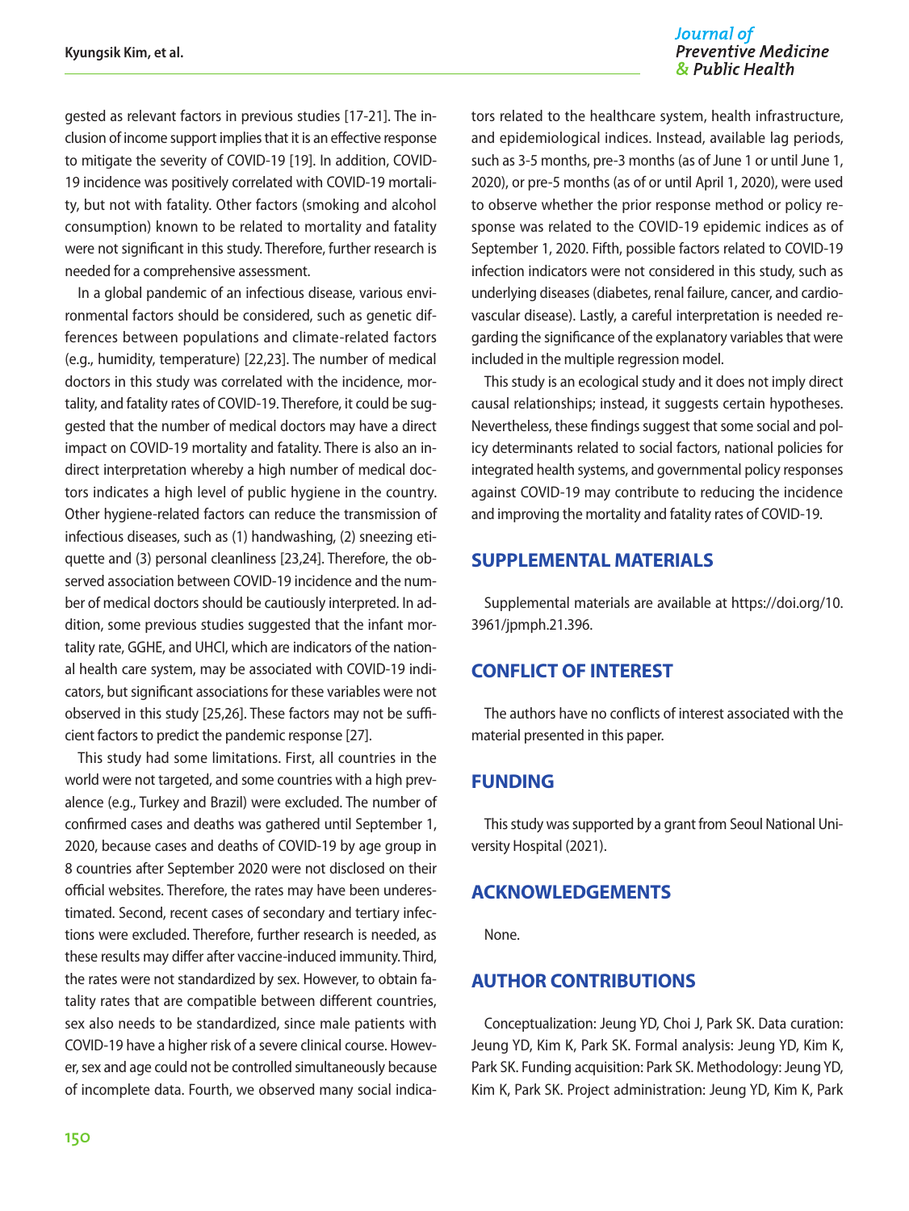gested as relevant factors in previous studies [17-21]. The inclusion of income support implies that it is an effective response to mitigate the severity of COVID-19 [19]. In addition, COVID-19 incidence was positively correlated with COVID-19 mortality, but not with fatality. Other factors (smoking and alcohol consumption) known to be related to mortality and fatality were not significant in this study. Therefore, further research is needed for a comprehensive assessment.

In a global pandemic of an infectious disease, various environmental factors should be considered, such as genetic differences between populations and climate-related factors (e.g., humidity, temperature) [22,23]. The number of medical doctors in this study was correlated with the incidence, mortality, and fatality rates of COVID-19. Therefore, it could be suggested that the number of medical doctors may have a direct impact on COVID-19 mortality and fatality. There is also an indirect interpretation whereby a high number of medical doctors indicates a high level of public hygiene in the country. Other hygiene-related factors can reduce the transmission of infectious diseases, such as (1) handwashing, (2) sneezing etiquette and (3) personal cleanliness [23,24]. Therefore, the observed association between COVID-19 incidence and the number of medical doctors should be cautiously interpreted. In addition, some previous studies suggested that the infant mortality rate, GGHE, and UHCI, which are indicators of the national health care system, may be associated with COVID-19 indicators, but significant associations for these variables were not observed in this study [25,26]. These factors may not be sufficient factors to predict the pandemic response [27].

This study had some limitations. First, all countries in the world were not targeted, and some countries with a high prevalence (e.g., Turkey and Brazil) were excluded. The number of confirmed cases and deaths was gathered until September 1, 2020, because cases and deaths of COVID-19 by age group in 8 countries after September 2020 were not disclosed on their official websites. Therefore, the rates may have been underestimated. Second, recent cases of secondary and tertiary infections were excluded. Therefore, further research is needed, as these results may differ after vaccine-induced immunity. Third, the rates were not standardized by sex. However, to obtain fatality rates that are compatible between different countries, sex also needs to be standardized, since male patients with COVID-19 have a higher risk of a severe clinical course. However, sex and age could not be controlled simultaneously because of incomplete data. Fourth, we observed many social indicators related to the healthcare system, health infrastructure, and epidemiological indices. Instead, available lag periods, such as 3-5 months, pre-3 months (as of June 1 or until June 1, 2020), or pre-5 months (as of or until April 1, 2020), were used to observe whether the prior response method or policy response was related to the COVID-19 epidemic indices as of September 1, 2020. Fifth, possible factors related to COVID-19 infection indicators were not considered in this study, such as underlying diseases (diabetes, renal failure, cancer, and cardiovascular disease). Lastly, a careful interpretation is needed regarding the significance of the explanatory variables that were included in the multiple regression model.

This study is an ecological study and it does not imply direct causal relationships; instead, it suggests certain hypotheses. Nevertheless, these findings suggest that some social and policy determinants related to social factors, national policies for integrated health systems, and governmental policy responses against COVID-19 may contribute to reducing the incidence and improving the mortality and fatality rates of COVID-19.

## SUPPLEMENTAL MATERIALS

Supplemental materials are available at https://doi.org/10.3961/jpmph.21.396.

## CONFLICT OF INTEREST

The authors have no conflicts of interest associated with the material presented in this paper.

## FUNDING

This study was supported by a grant from Seoul National University Hospital (2021).

## ACKNOWLEDGEMENTS

None.

## AUTHOR CONTRIBUTIONS

Conceptualization: Jeung YD, Choi J, Park SK. Data curation: Jeung YD, Kim K, Park SK. Formal analysis: Jeung YD, Kim K, Park SK. Funding acquisition: Park SK. Methodology: Jeung YD, Kim K, Park SK. Project administration: Jeung YD, Kim K, Park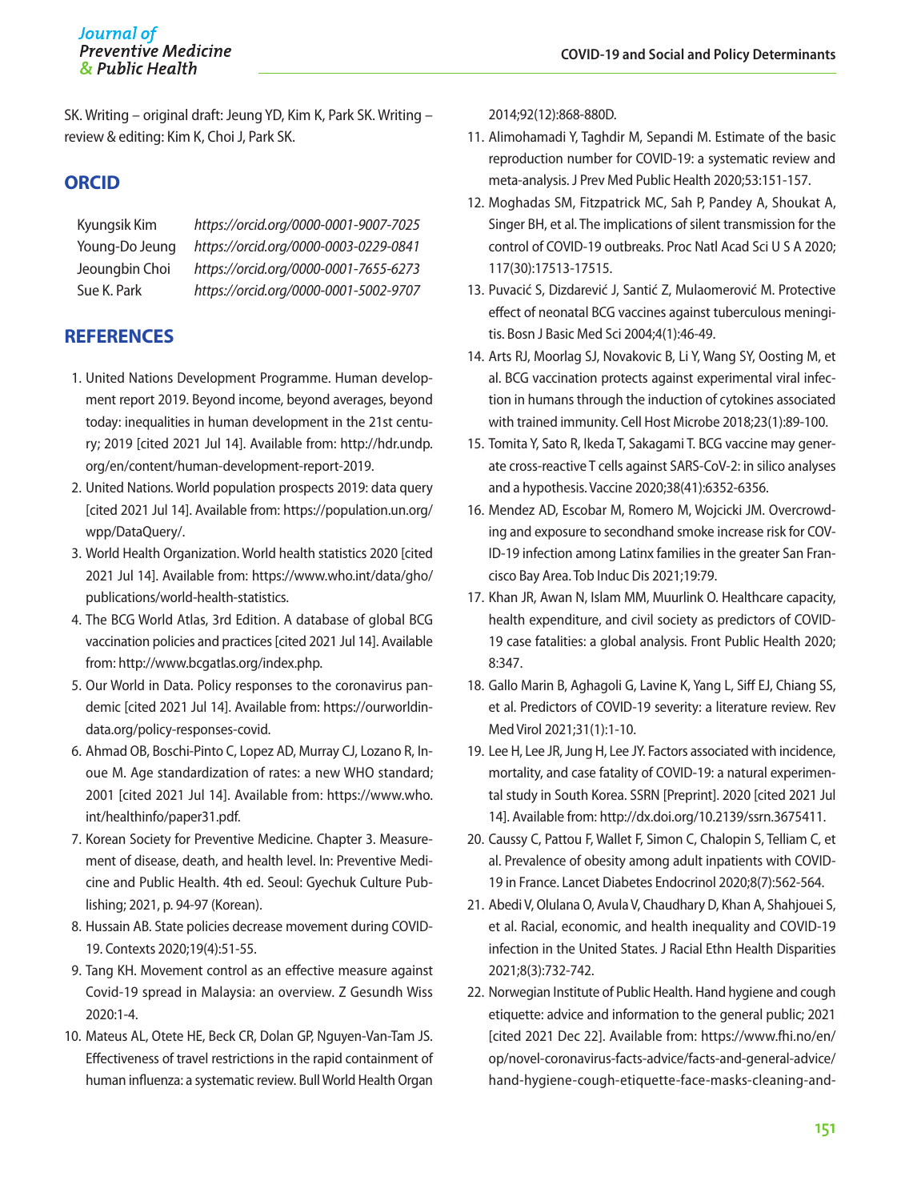SK. Writing – original draft: Jeung YD, Kim K, Park SK. Writing – review & editing: Kim K, Choi J, Park SK.

## ORCID

| | |
|---|---|
| Kyungsik Kim | *https://orcid.org/0000-0001-9007-7025* |
| Young-Do Jeung | *https://orcid.org/0000-0003-0229-0841* |
| Jeoungbin Choi | *https://orcid.org/0000-0001-7655-6273* |
| Sue K. Park | *https://orcid.org/0000-0001-5002-9707* |

## REFERENCES

1. United Nations Development Programme. Human development report 2019. Beyond income, beyond averages, beyond today: inequalities in human development in the 21st century; 2019 [cited 2021 Jul 14]. Available from: http://hdr.undp.org/en/content/human-development-report-2019.
2. United Nations. World population prospects 2019: data query [cited 2021 Jul 14]. Available from: https://population.un.org/wpp/DataQuery/.
3. World Health Organization. World health statistics 2020 [cited 2021 Jul 14]. Available from: https://www.who.int/data/gho/publications/world-health-statistics.
4. The BCG World Atlas, 3rd Edition. A database of global BCG vaccination policies and practices [cited 2021 Jul 14]. Available from: http://www.bcgatlas.org/index.php.
5. Our World in Data. Policy responses to the coronavirus pandemic [cited 2021 Jul 14]. Available from: https://ourworldindata.org/policy-responses-covid.
6. Ahmad OB, Boschi-Pinto C, Lopez AD, Murray CJ, Lozano R, Inoue M. Age standardization of rates: a new WHO standard; 2001 [cited 2021 Jul 14]. Available from: https://www.who.int/healthinfo/paper31.pdf.
7. Korean Society for Preventive Medicine. Chapter 3. Measurement of disease, death, and health level. In: Preventive Medicine and Public Health. 4th ed. Seoul: Gyechuk Culture Publishing; 2021, p. 94-97 (Korean).
8. Hussain AB. State policies decrease movement during COVID-19. Contexts 2020;19(4):51-55.
9. Tang KH. Movement control as an effective measure against Covid-19 spread in Malaysia: an overview. Z Gesundh Wiss 2020:1-4.
10. Mateus AL, Otete HE, Beck CR, Dolan GP, Nguyen-Van-Tam JS. Effectiveness of travel restrictions in the rapid containment of human influenza: a systematic review. Bull World Health Organ 2014;92(12):868-880D.
11. Alimohamadi Y, Taghdir M, Sepandi M. Estimate of the basic reproduction number for COVID-19: a systematic review and meta-analysis. J Prev Med Public Health 2020;53:151-157.
12. Moghadas SM, Fitzpatrick MC, Sah P, Pandey A, Shoukat A, Singer BH, et al. The implications of silent transmission for the control of COVID-19 outbreaks. Proc Natl Acad Sci U S A 2020;117(30):17513-17515.
13. Puvacić S, Dizdarević J, Santić Z, Mulaomerović M. Protective effect of neonatal BCG vaccines against tuberculous meningitis. Bosn J Basic Med Sci 2004;4(1):46-49.
14. Arts RJ, Moorlag SJ, Novakovic B, Li Y, Wang SY, Oosting M, et al. BCG vaccination protects against experimental viral infection in humans through the induction of cytokines associated with trained immunity. Cell Host Microbe 2018;23(1):89-100.
15. Tomita Y, Sato R, Ikeda T, Sakagami T. BCG vaccine may generate cross-reactive T cells against SARS-CoV-2: in silico analyses and a hypothesis. Vaccine 2020;38(41):6352-6356.
16. Mendez AD, Escobar M, Romero M, Wojcicki JM. Overcrowding and exposure to secondhand smoke increase risk for COVID-19 infection among Latinx families in the greater San Francisco Bay Area. Tob Induc Dis 2021;19:79.
17. Khan JR, Awan N, Islam MM, Muurlink O. Healthcare capacity, health expenditure, and civil society as predictors of COVID-19 case fatalities: a global analysis. Front Public Health 2020;8:347.
18. Gallo Marin B, Aghagoli G, Lavine K, Yang L, Siff EJ, Chiang SS, et al. Predictors of COVID-19 severity: a literature review. Rev Med Virol 2021;31(1):1-10.
19. Lee H, Lee JR, Jung H, Lee JY. Factors associated with incidence, mortality, and case fatality of COVID-19: a natural experimental study in South Korea. SSRN [Preprint]. 2020 [cited 2021 Jul 14]. Available from: http://dx.doi.org/10.2139/ssrn.3675411.
20. Caussy C, Pattou F, Wallet F, Simon C, Chalopin S, Telliam C, et al. Prevalence of obesity among adult inpatients with COVID-19 in France. Lancet Diabetes Endocrinol 2020;8(7):562-564.
21. Abedi V, Olulana O, Avula V, Chaudhary D, Khan A, Shahjouei S, et al. Racial, economic, and health inequality and COVID-19 infection in the United States. J Racial Ethn Health Disparities 2021;8(3):732-742.
22. Norwegian Institute of Public Health. Hand hygiene and cough etiquette: advice and information to the general public; 2021 [cited 2021 Dec 22]. Available from: https://www.fhi.no/en/op/novel-coronavirus-facts-advice/facts-and-general-advice/hand-hygiene-cough-etiquette-face-masks-cleaning-and-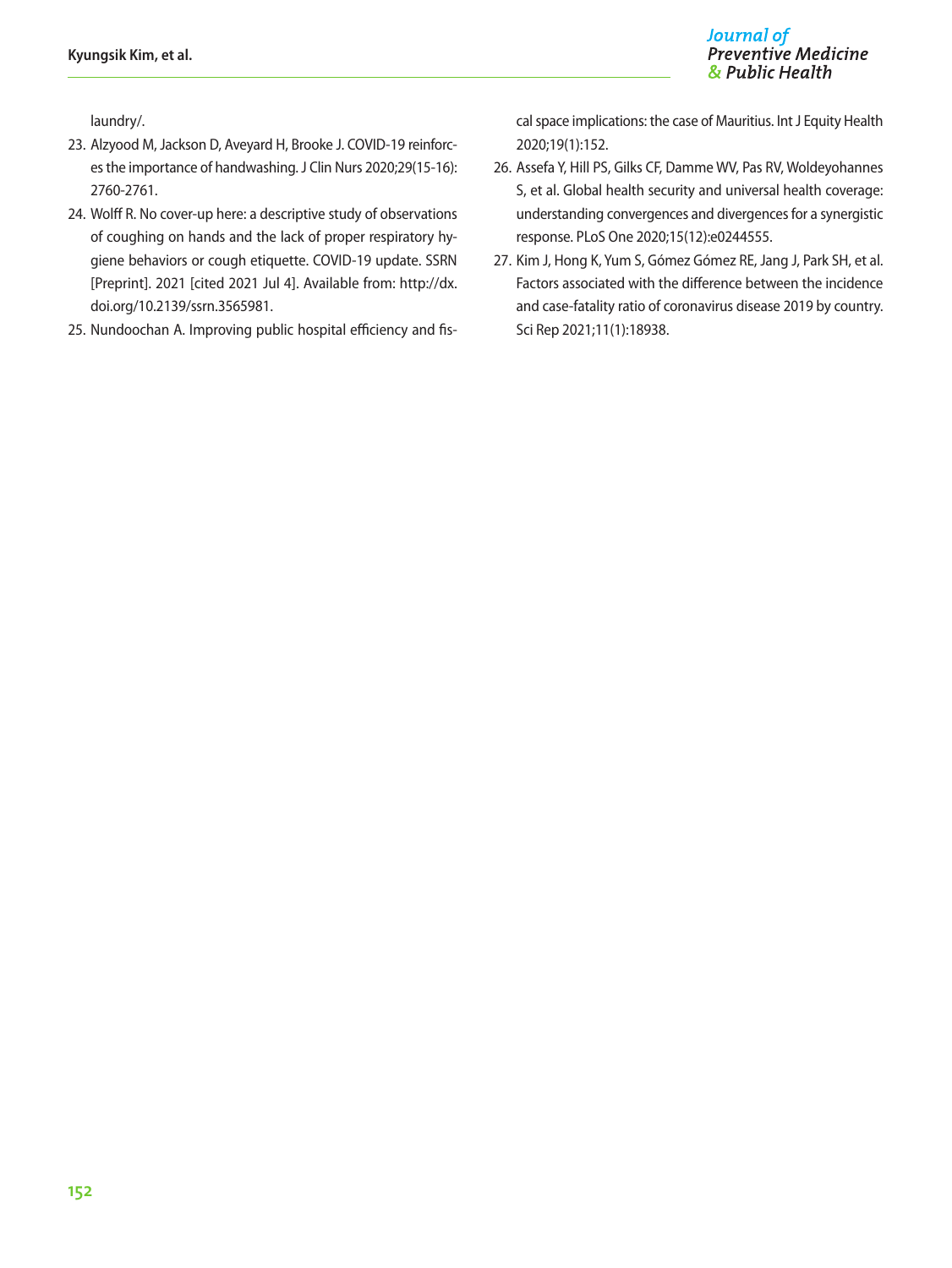laundry/.

23. Alzyood M, Jackson D, Aveyard H, Brooke J. COVID-19 reinforces the importance of handwashing. J Clin Nurs 2020;29(15-16): 2760-2761.
24. Wolff R. No cover-up here: a descriptive study of observations of coughing on hands and the lack of proper respiratory hygiene behaviors or cough etiquette. COVID-19 update. SSRN [Preprint]. 2021 [cited 2021 Jul 4]. Available from: http://dx.doi.org/10.2139/ssrn.3565981.
25. Nundoochan A. Improving public hospital efficiency and fiscal space implications: the case of Mauritius. Int J Equity Health 2020;19(1):152.
26. Assefa Y, Hill PS, Gilks CF, Damme WV, Pas RV, Woldeyohannes S, et al. Global health security and universal health coverage: understanding convergences and divergences for a synergistic response. PLoS One 2020;15(12):e0244555.
27. Kim J, Hong K, Yum S, Gómez Gómez RE, Jang J, Park SH, et al. Factors associated with the difference between the incidence and case-fatality ratio of coronavirus disease 2019 by country. Sci Rep 2021;11(1):18938.